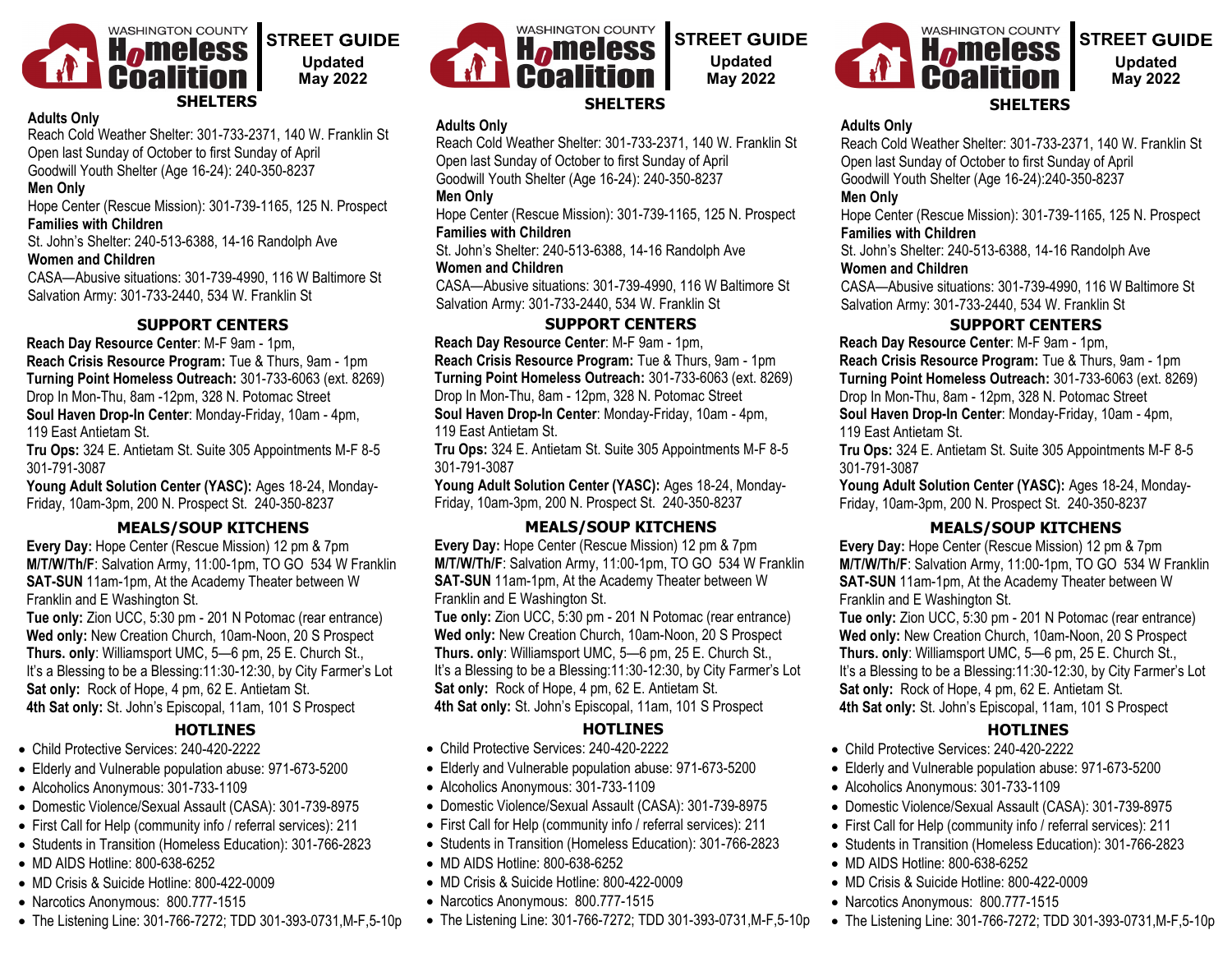WASHINGTON COUNTY **Homeless Coalition**

**STREET GUIDE**
**Updated May 2022**

## SHELTERS

**Adults Only**
Reach Cold Weather Shelter: 301-733-2371, 140 W. Franklin St
Open last Sunday of October to first Sunday of April
Goodwill Youth Shelter (Age 16-24): 240-350-8237

**Men Only**
Hope Center (Rescue Mission): 301-739-1165, 125 N. Prospect

**Families with Children**
St. John's Shelter: 240-513-6388, 14-16 Randolph Ave

**Women and Children**
CASA—Abusive situations: 301-739-4990, 116 W Baltimore St
Salvation Army: 301-733-2440, 534 W. Franklin St

## SUPPORT CENTERS

**Reach Day Resource Center**: M-F 9am - 1pm,
**Reach Crisis Resource Program:** Tue & Thurs, 9am - 1pm
**Turning Point Homeless Outreach:** 301-733-6063 (ext. 8269)
Drop In Mon-Thu, 8am -12pm, 328 N. Potomac Street
**Soul Haven Drop-In Center**: Monday-Friday, 10am - 4pm,
119 East Antietam St.
**Tru Ops:** 324 E. Antietam St. Suite 305 Appointments M-F 8-5
301-791-3087
**Young Adult Solution Center (YASC):** Ages 18-24, Monday-Friday, 10am-3pm, 200 N. Prospect St. 240-350-8237

## MEALS/SOUP KITCHENS

**Every Day:** Hope Center (Rescue Mission) 12 pm & 7pm
**M/T/W/Th/F**: Salvation Army, 11:00-1pm, TO GO 534 W Franklin
**SAT-SUN** 11am-1pm, At the Academy Theater between W Franklin and E Washington St.
**Tue only:** Zion UCC, 5:30 pm - 201 N Potomac (rear entrance)
**Wed only:** New Creation Church, 10am-Noon, 20 S Prospect
**Thurs. only**: Williamsport UMC, 5—6 pm, 25 E. Church St.,
It's a Blessing to be a Blessing:11:30-12:30, by City Farmer's Lot
**Sat only:** Rock of Hope, 4 pm, 62 E. Antietam St.
**4th Sat only:** St. John's Episcopal, 11am, 101 S Prospect

## HOTLINES

- Child Protective Services: 240-420-2222
- Elderly and Vulnerable population abuse: 971-673-5200
- Alcoholics Anonymous: 301-733-1109
- Domestic Violence/Sexual Assault (CASA): 301-739-8975
- First Call for Help (community info / referral services): 211
- Students in Transition (Homeless Education): 301-766-2823
- MD AIDS Hotline: 800-638-6252
- MD Crisis & Suicide Hotline: 800-422-0009
- Narcotics Anonymous: 800.777-1515
- The Listening Line: 301-766-7272; TDD 301-393-0731,M-F,5-10p

---

WASHINGTON COUNTY **Homeless Coalition**

**STREET GUIDE**
**Updated May 2022**

## SHELTERS

**Adults Only**
Reach Cold Weather Shelter: 301-733-2371, 140 W. Franklin St
Open last Sunday of October to first Sunday of April
Goodwill Youth Shelter (Age 16-24): 240-350-8237

**Men Only**
Hope Center (Rescue Mission): 301-739-1165, 125 N. Prospect

**Families with Children**
St. John's Shelter: 240-513-6388, 14-16 Randolph Ave

**Women and Children**
CASA—Abusive situations: 301-739-4990, 116 W Baltimore St
Salvation Army: 301-733-2440, 534 W. Franklin St

## SUPPORT CENTERS

**Reach Day Resource Center**: M-F 9am - 1pm,
**Reach Crisis Resource Program:** Tue & Thurs, 9am - 1pm
**Turning Point Homeless Outreach:** 301-733-6063 (ext. 8269)
Drop In Mon-Thu, 8am - 12pm, 328 N. Potomac Street
**Soul Haven Drop-In Center**: Monday-Friday, 10am - 4pm,
119 East Antietam St.
**Tru Ops:** 324 E. Antietam St. Suite 305 Appointments M-F 8-5
301-791-3087
**Young Adult Solution Center (YASC):** Ages 18-24, Monday-Friday, 10am-3pm, 200 N. Prospect St. 240-350-8237

## MEALS/SOUP KITCHENS

**Every Day:** Hope Center (Rescue Mission) 12 pm & 7pm
**M/T/W/Th/F**: Salvation Army, 11:00-1pm, TO GO 534 W Franklin
**SAT-SUN** 11am-1pm, At the Academy Theater between W Franklin and E Washington St.
**Tue only:** Zion UCC, 5:30 pm - 201 N Potomac (rear entrance)
**Wed only:** New Creation Church, 10am-Noon, 20 S Prospect
**Thurs. only**: Williamsport UMC, 5—6 pm, 25 E. Church St.,
It's a Blessing to be a Blessing:11:30-12:30, by City Farmer's Lot
**Sat only:** Rock of Hope, 4 pm, 62 E. Antietam St.
**4th Sat only:** St. John's Episcopal, 11am, 101 S Prospect

## HOTLINES

- Child Protective Services: 240-420-2222
- Elderly and Vulnerable population abuse: 971-673-5200
- Alcoholics Anonymous: 301-733-1109
- Domestic Violence/Sexual Assault (CASA): 301-739-8975
- First Call for Help (community info / referral services): 211
- Students in Transition (Homeless Education): 301-766-2823
- MD AIDS Hotline: 800-638-6252
- MD Crisis & Suicide Hotline: 800-422-0009
- Narcotics Anonymous: 800.777-1515
- The Listening Line: 301-766-7272; TDD 301-393-0731,M-F,5-10p

---

WASHINGTON COUNTY **Homeless Coalition**

**STREET GUIDE**
**Updated May 2022**

## SHELTERS

**Adults Only**
Reach Cold Weather Shelter: 301-733-2371, 140 W. Franklin St
Open last Sunday of October to first Sunday of April
Goodwill Youth Shelter (Age 16-24):240-350-8237

**Men Only**
Hope Center (Rescue Mission): 301-739-1165, 125 N. Prospect

**Families with Children**
St. John's Shelter: 240-513-6388, 14-16 Randolph Ave

**Women and Children**
CASA—Abusive situations: 301-739-4990, 116 W Baltimore St
Salvation Army: 301-733-2440, 534 W. Franklin St

## SUPPORT CENTERS

**Reach Day Resource Center**: M-F 9am - 1pm,
**Reach Crisis Resource Program:** Tue & Thurs, 9am - 1pm
**Turning Point Homeless Outreach:** 301-733-6063 (ext. 8269)
Drop In Mon-Thu, 8am - 12pm, 328 N. Potomac Street
**Soul Haven Drop-In Center**: Monday-Friday, 10am - 4pm,
119 East Antietam St.
**Tru Ops:** 324 E. Antietam St. Suite 305 Appointments M-F 8-5
301-791-3087
**Young Adult Solution Center (YASC):** Ages 18-24, Monday-Friday, 10am-3pm, 200 N. Prospect St. 240-350-8237

## MEALS/SOUP KITCHENS

**Every Day:** Hope Center (Rescue Mission) 12 pm & 7pm
**M/T/W/Th/F**: Salvation Army, 11:00-1pm, TO GO 534 W Franklin
**SAT-SUN** 11am-1pm, At the Academy Theater between W Franklin and E Washington St.
**Tue only:** Zion UCC, 5:30 pm - 201 N Potomac (rear entrance)
**Wed only:** New Creation Church, 10am-Noon, 20 S Prospect
**Thurs. only**: Williamsport UMC, 5—6 pm, 25 E. Church St.,
It's a Blessing to be a Blessing:11:30-12:30, by City Farmer's Lot
**Sat only:** Rock of Hope, 4 pm, 62 E. Antietam St.
**4th Sat only:** St. John's Episcopal, 11am, 101 S Prospect

## HOTLINES

- Child Protective Services: 240-420-2222
- Elderly and Vulnerable population abuse: 971-673-5200
- Alcoholics Anonymous: 301-733-1109
- Domestic Violence/Sexual Assault (CASA): 301-739-8975
- First Call for Help (community info / referral services): 211
- Students in Transition (Homeless Education): 301-766-2823
- MD AIDS Hotline: 800-638-6252
- MD Crisis & Suicide Hotline: 800-422-0009
- Narcotics Anonymous: 800.777-1515
- The Listening Line: 301-766-7272; TDD 301-393-0731,M-F,5-10p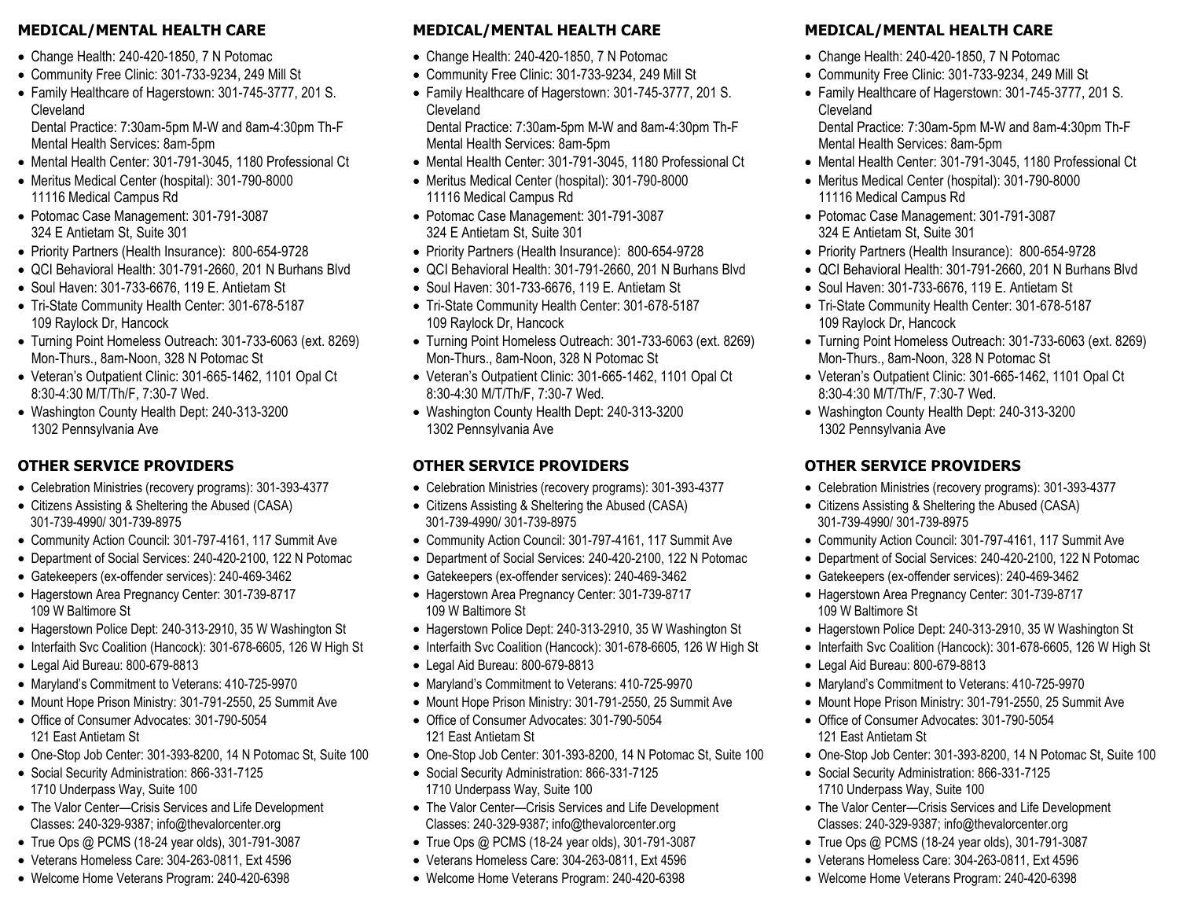## MEDICAL/MENTAL HEALTH CARE

- Change Health: 240-420-1850, 7 N Potomac
- Community Free Clinic: 301-733-9234, 249 Mill St
- Family Healthcare of Hagerstown: 301-745-3777, 201 S. Cleveland
  Dental Practice: 7:30am-5pm M-W and 8am-4:30pm Th-F
  Mental Health Services: 8am-5pm
- Mental Health Center: 301-791-3045, 1180 Professional Ct
- Meritus Medical Center (hospital): 301-790-8000
  11116 Medical Campus Rd
- Potomac Case Management: 301-791-3087
  324 E Antietam St, Suite 301
- Priority Partners (Health Insurance): 800-654-9728
- QCI Behavioral Health: 301-791-2660, 201 N Burhans Blvd
- Soul Haven: 301-733-6676, 119 E. Antietam St
- Tri-State Community Health Center: 301-678-5187
  109 Raylock Dr, Hancock
- Turning Point Homeless Outreach: 301-733-6063 (ext. 8269)
  Mon-Thurs., 8am-Noon, 328 N Potomac St
- Veteran's Outpatient Clinic: 301-665-1462, 1101 Opal Ct
  8:30-4:30 M/T/Th/F, 7:30-7 Wed.
- Washington County Health Dept: 240-313-3200
  1302 Pennsylvania Ave

## OTHER SERVICE PROVIDERS

- Celebration Ministries (recovery programs): 301-393-4377
- Citizens Assisting & Sheltering the Abused (CASA)
  301-739-4990/ 301-739-8975
- Community Action Council: 301-797-4161, 117 Summit Ave
- Department of Social Services: 240-420-2100, 122 N Potomac
- Gatekeepers (ex-offender services): 240-469-3462
- Hagerstown Area Pregnancy Center: 301-739-8717
  109 W Baltimore St
- Hagerstown Police Dept: 240-313-2910, 35 W Washington St
- Interfaith Svc Coalition (Hancock): 301-678-6605, 126 W High St
- Legal Aid Bureau: 800-679-8813
- Maryland's Commitment to Veterans: 410-725-9970
- Mount Hope Prison Ministry: 301-791-2550, 25 Summit Ave
- Office of Consumer Advocates: 301-790-5054
  121 East Antietam St
- One-Stop Job Center: 301-393-8200, 14 N Potomac St, Suite 100
- Social Security Administration: 866-331-7125
  1710 Underpass Way, Suite 100
- The Valor Center—Crisis Services and Life Development Classes: 240-329-9387; info@thevalorcenter.org
- True Ops @ PCMS (18-24 year olds), 301-791-3087
- Veterans Homeless Care: 304-263-0811, Ext 4596
- Welcome Home Veterans Program: 240-420-6398

## MEDICAL/MENTAL HEALTH CARE

- Change Health: 240-420-1850, 7 N Potomac
- Community Free Clinic: 301-733-9234, 249 Mill St
- Family Healthcare of Hagerstown: 301-745-3777, 201 S. Cleveland
  Dental Practice: 7:30am-5pm M-W and 8am-4:30pm Th-F
  Mental Health Services: 8am-5pm
- Mental Health Center: 301-791-3045, 1180 Professional Ct
- Meritus Medical Center (hospital): 301-790-8000
  11116 Medical Campus Rd
- Potomac Case Management: 301-791-3087
  324 E Antietam St, Suite 301
- Priority Partners (Health Insurance): 800-654-9728
- QCI Behavioral Health: 301-791-2660, 201 N Burhans Blvd
- Soul Haven: 301-733-6676, 119 E. Antietam St
- Tri-State Community Health Center: 301-678-5187
  109 Raylock Dr, Hancock
- Turning Point Homeless Outreach: 301-733-6063 (ext. 8269)
  Mon-Thurs., 8am-Noon, 328 N Potomac St
- Veteran's Outpatient Clinic: 301-665-1462, 1101 Opal Ct
  8:30-4:30 M/T/Th/F, 7:30-7 Wed.
- Washington County Health Dept: 240-313-3200
  1302 Pennsylvania Ave

## OTHER SERVICE PROVIDERS

- Celebration Ministries (recovery programs): 301-393-4377
- Citizens Assisting & Sheltering the Abused (CASA)
  301-739-4990/ 301-739-8975
- Community Action Council: 301-797-4161, 117 Summit Ave
- Department of Social Services: 240-420-2100, 122 N Potomac
- Gatekeepers (ex-offender services): 240-469-3462
- Hagerstown Area Pregnancy Center: 301-739-8717
  109 W Baltimore St
- Hagerstown Police Dept: 240-313-2910, 35 W Washington St
- Interfaith Svc Coalition (Hancock): 301-678-6605, 126 W High St
- Legal Aid Bureau: 800-679-8813
- Maryland's Commitment to Veterans: 410-725-9970
- Mount Hope Prison Ministry: 301-791-2550, 25 Summit Ave
- Office of Consumer Advocates: 301-790-5054
  121 East Antietam St
- One-Stop Job Center: 301-393-8200, 14 N Potomac St, Suite 100
- Social Security Administration: 866-331-7125
  1710 Underpass Way, Suite 100
- The Valor Center—Crisis Services and Life Development Classes: 240-329-9387; info@thevalorcenter.org
- True Ops @ PCMS (18-24 year olds), 301-791-3087
- Veterans Homeless Care: 304-263-0811, Ext 4596
- Welcome Home Veterans Program: 240-420-6398

## MEDICAL/MENTAL HEALTH CARE

- Change Health: 240-420-1850, 7 N Potomac
- Community Free Clinic: 301-733-9234, 249 Mill St
- Family Healthcare of Hagerstown: 301-745-3777, 201 S. Cleveland
  Dental Practice: 7:30am-5pm M-W and 8am-4:30pm Th-F
  Mental Health Services: 8am-5pm
- Mental Health Center: 301-791-3045, 1180 Professional Ct
- Meritus Medical Center (hospital): 301-790-8000
  11116 Medical Campus Rd
- Potomac Case Management: 301-791-3087
  324 E Antietam St, Suite 301
- Priority Partners (Health Insurance): 800-654-9728
- QCI Behavioral Health: 301-791-2660, 201 N Burhans Blvd
- Soul Haven: 301-733-6676, 119 E. Antietam St
- Tri-State Community Health Center: 301-678-5187
  109 Raylock Dr, Hancock
- Turning Point Homeless Outreach: 301-733-6063 (ext. 8269)
  Mon-Thurs., 8am-Noon, 328 N Potomac St
- Veteran's Outpatient Clinic: 301-665-1462, 1101 Opal Ct
  8:30-4:30 M/T/Th/F, 7:30-7 Wed.
- Washington County Health Dept: 240-313-3200
  1302 Pennsylvania Ave

## OTHER SERVICE PROVIDERS

- Celebration Ministries (recovery programs): 301-393-4377
- Citizens Assisting & Sheltering the Abused (CASA)
  301-739-4990/ 301-739-8975
- Community Action Council: 301-797-4161, 117 Summit Ave
- Department of Social Services: 240-420-2100, 122 N Potomac
- Gatekeepers (ex-offender services): 240-469-3462
- Hagerstown Area Pregnancy Center: 301-739-8717
  109 W Baltimore St
- Hagerstown Police Dept: 240-313-2910, 35 W Washington St
- Interfaith Svc Coalition (Hancock): 301-678-6605, 126 W High St
- Legal Aid Bureau: 800-679-8813
- Maryland's Commitment to Veterans: 410-725-9970
- Mount Hope Prison Ministry: 301-791-2550, 25 Summit Ave
- Office of Consumer Advocates: 301-790-5054
  121 East Antietam St
- One-Stop Job Center: 301-393-8200, 14 N Potomac St, Suite 100
- Social Security Administration: 866-331-7125
  1710 Underpass Way, Suite 100
- The Valor Center—Crisis Services and Life Development Classes: 240-329-9387; info@thevalorcenter.org
- True Ops @ PCMS (18-24 year olds), 301-791-3087
- Veterans Homeless Care: 304-263-0811, Ext 4596
- Welcome Home Veterans Program: 240-420-6398